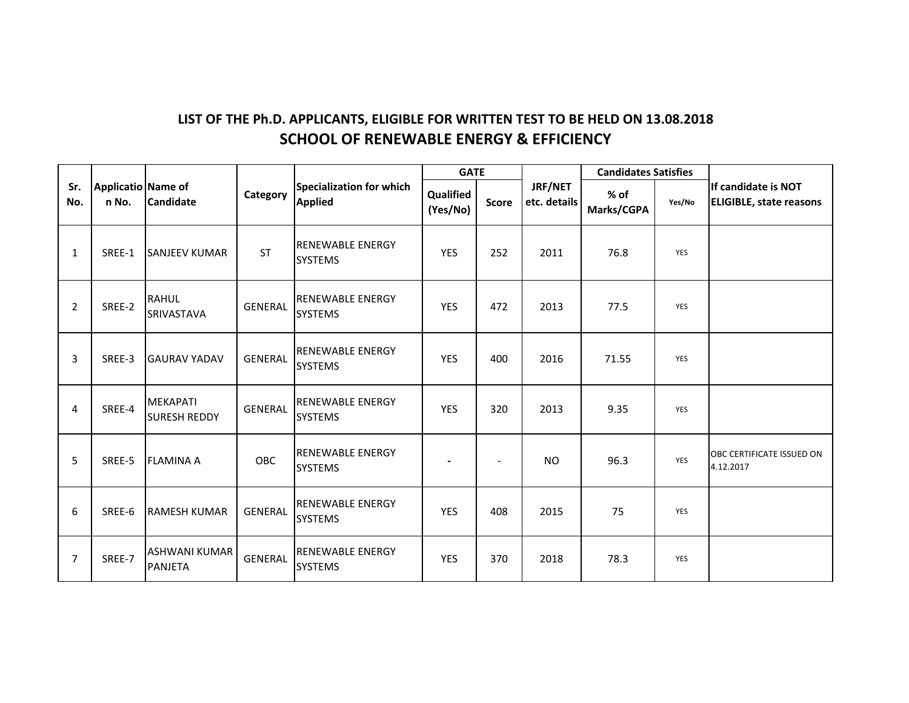## LIST OF THE Ph.D. APPLICANTS, ELIGIBLE FOR WRITTEN TEST TO BE HELD ON 13.08.2018

# SCHOOL OF RENEWABLE ENERGY & EFFICIENCY

| Sr. No. | Application No. | Name of Candidate | Category | Specialization for which Applied | GATE | | JRF/NET etc. details | Candidates Satisfies | | If candidate is NOT ELIGIBLE, state reasons |
|---|---|---|---|---|---|---|---|---|---|---|
| | | | | | Qualified (Yes/No) | Score | | % of Marks/CGPA | Yes/No | |
| 1 | SREE-1 | SANJEEV KUMAR | ST | RENEWABLE ENERGY SYSTEMS | YES | 252 | 2011 | 76.8 | YES | |
| 2 | SREE-2 | RAHUL SRIVASTAVA | GENERAL | RENEWABLE ENERGY SYSTEMS | YES | 472 | 2013 | 77.5 | YES | |
| 3 | SREE-3 | GAURAV YADAV | GENERAL | RENEWABLE ENERGY SYSTEMS | YES | 400 | 2016 | 71.55 | YES | |
| 4 | SREE-4 | MEKAPATI SURESH REDDY | GENERAL | RENEWABLE ENERGY SYSTEMS | YES | 320 | 2013 | 9.35 | YES | |
| 5 | SREE-5 | FLAMINA A | OBC | RENEWABLE ENERGY SYSTEMS | - | - | NO | 96.3 | YES | OBC CERTIFICATE ISSUED ON 4.12.2017 |
| 6 | SREE-6 | RAMESH KUMAR | GENERAL | RENEWABLE ENERGY SYSTEMS | YES | 408 | 2015 | 75 | YES | |
| 7 | SREE-7 | ASHWANI KUMAR PANJETA | GENERAL | RENEWABLE ENERGY SYSTEMS | YES | 370 | 2018 | 78.3 | YES | |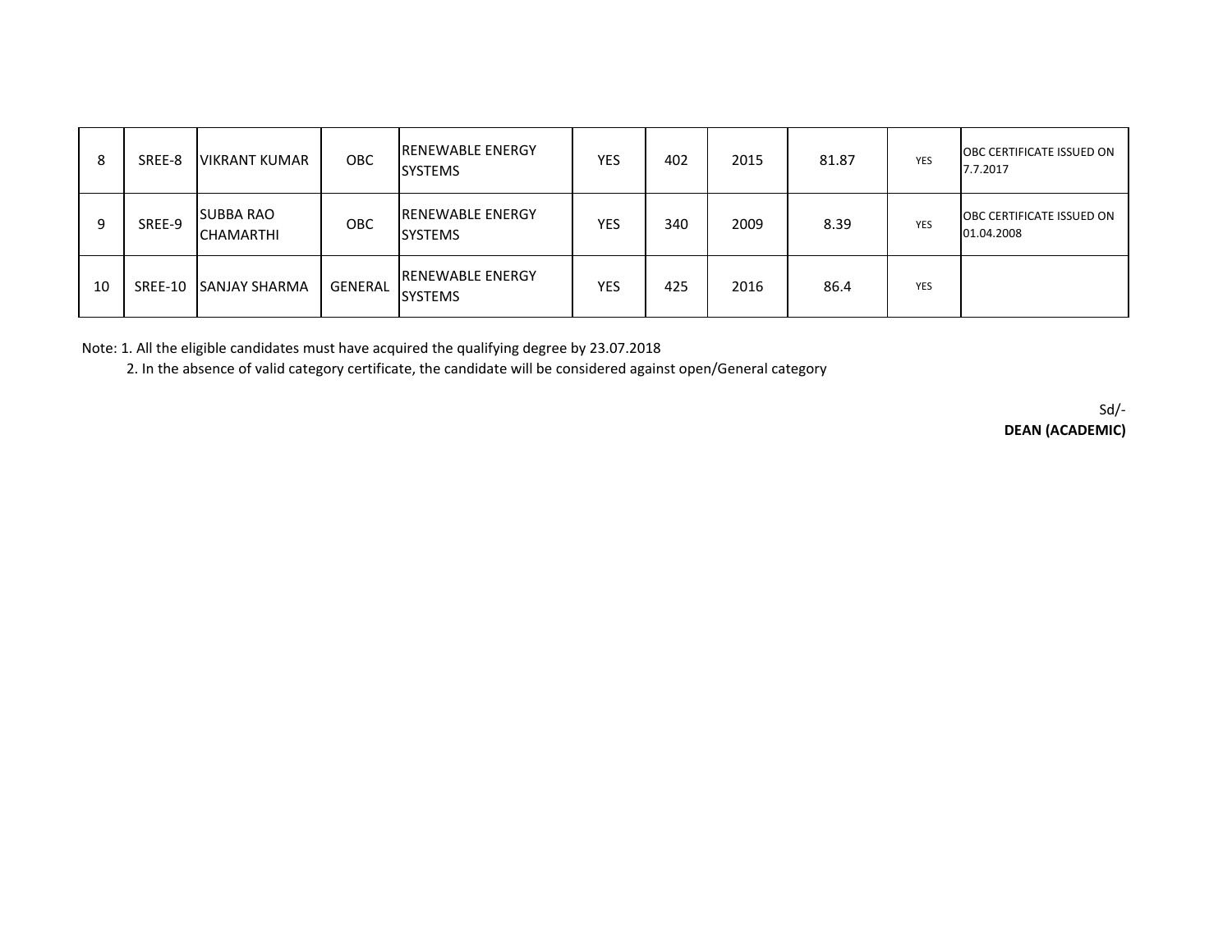| | | | | | | | | | | |
|---|---|---|---|---|---|---|---|---|---|---|
| 8 | SREE-8 | VIKRANT KUMAR | OBC | RENEWABLE ENERGY SYSTEMS | YES | 402 | 2015 | 81.87 | YES | OBC CERTIFICATE ISSUED ON 7.7.2017 |
| 9 | SREE-9 | SUBBA RAO CHAMARTHI | OBC | RENEWABLE ENERGY SYSTEMS | YES | 340 | 2009 | 8.39 | YES | OBC CERTIFICATE ISSUED ON 01.04.2008 |
| 10 | SREE-10 | SANJAY SHARMA | GENERAL | RENEWABLE ENERGY SYSTEMS | YES | 425 | 2016 | 86.4 | YES | |

Note: 1. All the eligible candidates must have acquired the qualifying degree by 23.07.2018

2. In the absence of valid category certificate, the candidate will be considered against open/General category

Sd/-

**DEAN (ACADEMIC)**